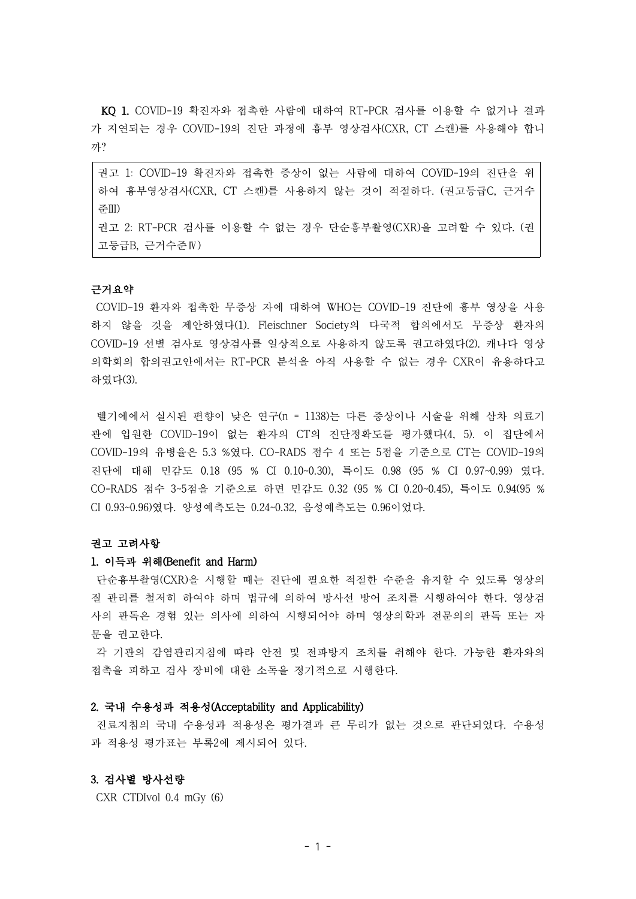**KQ 1.** COVID-19 확진자와 접촉한 사람에 대하여 RT-PCR 검사를 이용할 수 없거나 결과가 지연되는 경우 COVID-19의 진단 과정에 흉부 영상검사(CXR, CT 스캔)를 사용해야 합니까?

> 권고 1: COVID-19 확진자와 접촉한 증상이 없는 사람에 대하여 COVID-19의 진단을 위하여 흉부영상검사(CXR, CT 스캔)를 사용하지 않는 것이 적절하다. (권고등급C, 근거수준Ⅲ)
>
> 권고 2: RT-PCR 검사를 이용할 수 없는 경우 단순흉부촬영(CXR)을 고려할 수 있다. (권고등급B, 근거수준Ⅳ)

**근거요약**

COVID-19 환자와 접촉한 무증상 자에 대하여 WHO는 COVID-19 진단에 흉부 영상을 사용하지 않을 것을 제안하였다(1). Fleischner Society의 다국적 합의에서도 무증상 환자의 COVID-19 선별 검사로 영상검사를 일상적으로 사용하지 않도록 권고하였다(2). 캐나다 영상의학회의 합의권고안에서는 RT-PCR 분석을 아직 사용할 수 없는 경우 CXR이 유용하다고 하였다(3).

벨기에에서 실시된 편향이 낮은 연구(n = 1138)는 다른 증상이나 시술을 위해 삼차 의료기관에 입원한 COVID-19이 없는 환자의 CT의 진단정확도를 평가했다(4, 5). 이 집단에서 COVID-19의 유병율은 5.3 %였다. CO-RADS 점수 4 또는 5점을 기준으로 CT는 COVID-19의 진단에 대해 민감도 0.18 (95 % CI 0.10~0.30), 특이도 0.98 (95 % CI 0.97~0.99) 였다. CO-RADS 점수 3~5점을 기준으로 하면 민감도 0.32 (95 % CI 0.20~0.45), 특이도 0.94(95 % CI 0.93~0.96)였다. 양성예측도는 0.24~0.32, 음성예측도는 0.96이었다.

**권고 고려사항**

**1. 이득과 위해(Benefit and Harm)**

단순흉부촬영(CXR)을 시행할 때는 진단에 필요한 적절한 수준을 유지할 수 있도록 영상의 질 관리를 철저히 하여야 하며 법규에 의하여 방사선 방어 조치를 시행하여야 한다. 영상검사의 판독은 경험 있는 의사에 의하여 시행되어야 하며 영상의학과 전문의의 판독 또는 자문을 권고한다.

각 기관의 감염관리지침에 따라 안전 및 전파방지 조치를 취해야 한다. 가능한 환자와의 접촉을 피하고 검사 장비에 대한 소독을 정기적으로 시행한다.

**2. 국내 수용성과 적용성(Acceptability and Applicability)**

진료지침의 국내 수용성과 적용성은 평가결과 큰 무리가 없는 것으로 판단되었다. 수용성과 적용성 평가표는 부록2에 제시되어 있다.

**3. 검사별 방사선량**

CXR CTDIvol 0.4 mGy (6)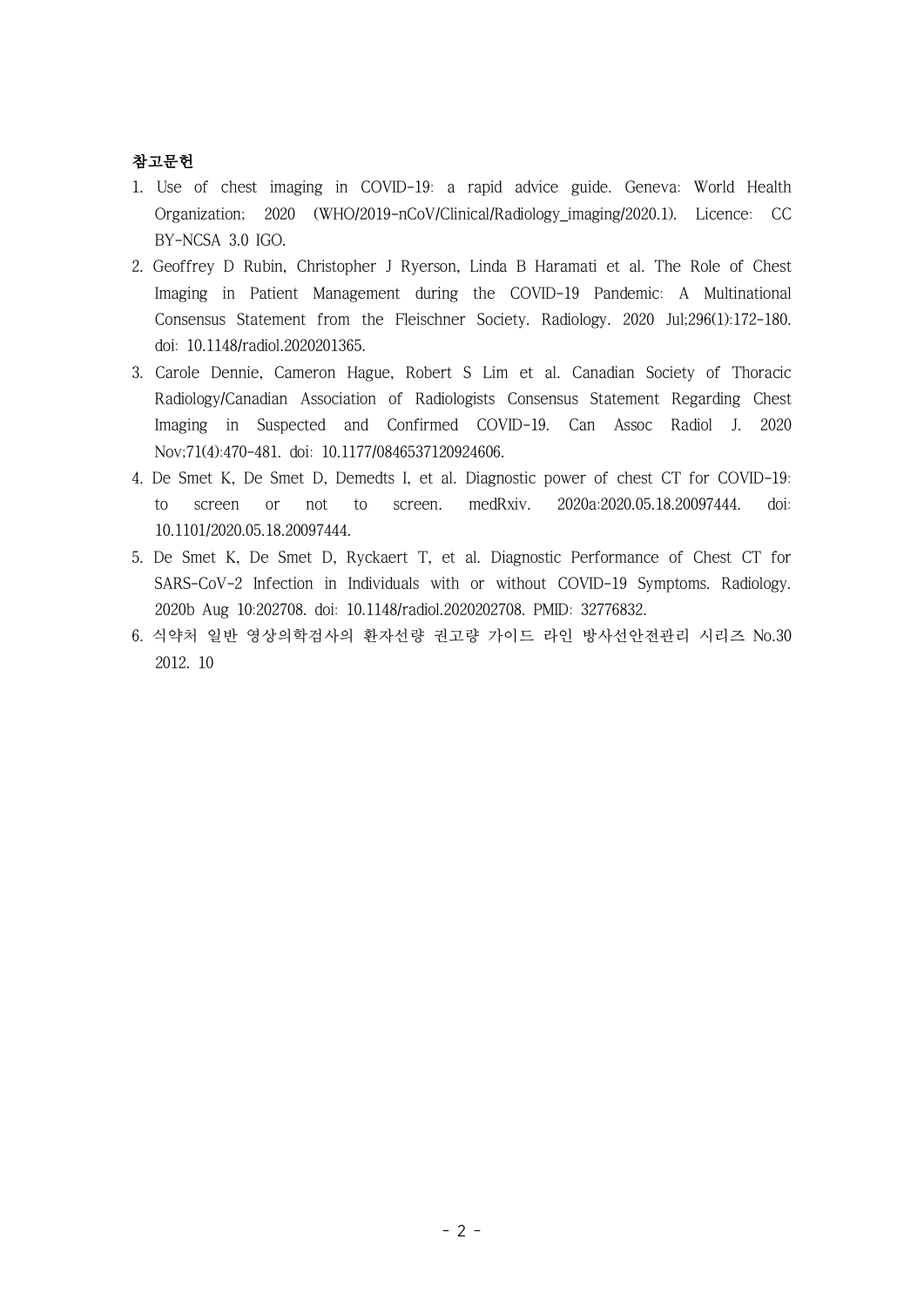**참고문헌**

1. Use of chest imaging in COVID-19: a rapid advice guide. Geneva: World Health Organization; 2020 (WHO/2019-nCoV/Clinical/Radiology_imaging/2020.1). Licence: CC BY-NCSA 3.0 IGO.
2. Geoffrey D Rubin, Christopher J Ryerson, Linda B Haramati et al. The Role of Chest Imaging in Patient Management during the COVID-19 Pandemic: A Multinational Consensus Statement from the Fleischner Society. Radiology. 2020 Jul;296(1):172-180. doi: 10.1148/radiol.2020201365.
3. Carole Dennie, Cameron Hague, Robert S Lim et al. Canadian Society of Thoracic Radiology/Canadian Association of Radiologists Consensus Statement Regarding Chest Imaging in Suspected and Confirmed COVID-19. Can Assoc Radiol J. 2020 Nov;71(4):470-481. doi: 10.1177/0846537120924606.
4. De Smet K, De Smet D, Demedts I, et al. Diagnostic power of chest CT for COVID-19: to screen or not to screen. medRxiv. 2020a:2020.05.18.20097444. doi: 10.1101/2020.05.18.20097444.
5. De Smet K, De Smet D, Ryckaert T, et al. Diagnostic Performance of Chest CT for SARS-CoV-2 Infection in Individuals with or without COVID-19 Symptoms. Radiology. 2020b Aug 10:202708. doi: 10.1148/radiol.2020202708. PMID: 32776832.
6. 식약처 일반 영상의학검사의 환자선량 권고량 가이드 라인 방사선안전관리 시리즈 No.30 2012. 10